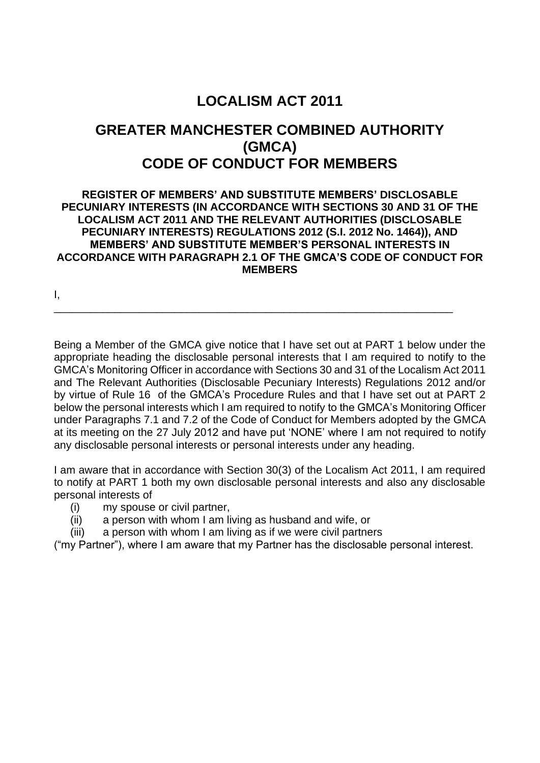# LOCALISM ACT 2011

# GREATER MANCHESTER COMBINED AUTHORITY (GMCA) CODE OF CONDUCT FOR MEMBERS

### REGISTER OF MEMBERS' AND SUBSTITUTE MEMBERS' DISCLOSABLE PECUNIARY INTERESTS (IN ACCORDANCE WITH SECTIONS 30 AND 31 OF THE LOCALISM ACT 2011 AND THE RELEVANT AUTHORITIES (DISCLOSABLE PECUNIARY INTERESTS) REGULATIONS 2012 (S.I. 2012 No. 1464)), AND MEMBERS' AND SUBSTITUTE MEMBER'S PERSONAL INTERESTS IN ACCORDANCE WITH PARAGRAPH 2.1 OF THE GMCA'S CODE OF CONDUCT FOR MEMBERS

I, \_\_\_\_\_\_\_\_\_\_\_\_\_\_\_\_\_\_\_\_\_\_\_\_\_\_\_\_\_\_\_\_\_\_\_\_\_\_\_\_\_\_\_\_\_\_\_\_\_\_\_\_\_\_\_\_\_\_\_\_\_\_\_\_

Being a Member of the GMCA give notice that I have set out at PART 1 below under the appropriate heading the disclosable personal interests that I am required to notify to the GMCA's Monitoring Officer in accordance with Sections 30 and 31 of the Localism Act 2011 and The Relevant Authorities (Disclosable Pecuniary Interests) Regulations 2012 and/or by virtue of Rule 16 of the GMCA's Procedure Rules and that I have set out at PART 2 below the personal interests which I am required to notify to the GMCA's Monitoring Officer under Paragraphs 7.1 and 7.2 of the Code of Conduct for Members adopted by the GMCA at its meeting on the 27 July 2012 and have put 'NONE' where I am not required to notify any disclosable personal interests or personal interests under any heading.

I am aware that in accordance with Section 30(3) of the Localism Act 2011, I am required to notify at PART 1 both my own disclosable personal interests and also any disclosable personal interests of

(i) my spouse or civil partner,
(ii) a person with whom I am living as husband and wife, or
(iii) a person with whom I am living as if we were civil partners

("my Partner"), where I am aware that my Partner has the disclosable personal interest.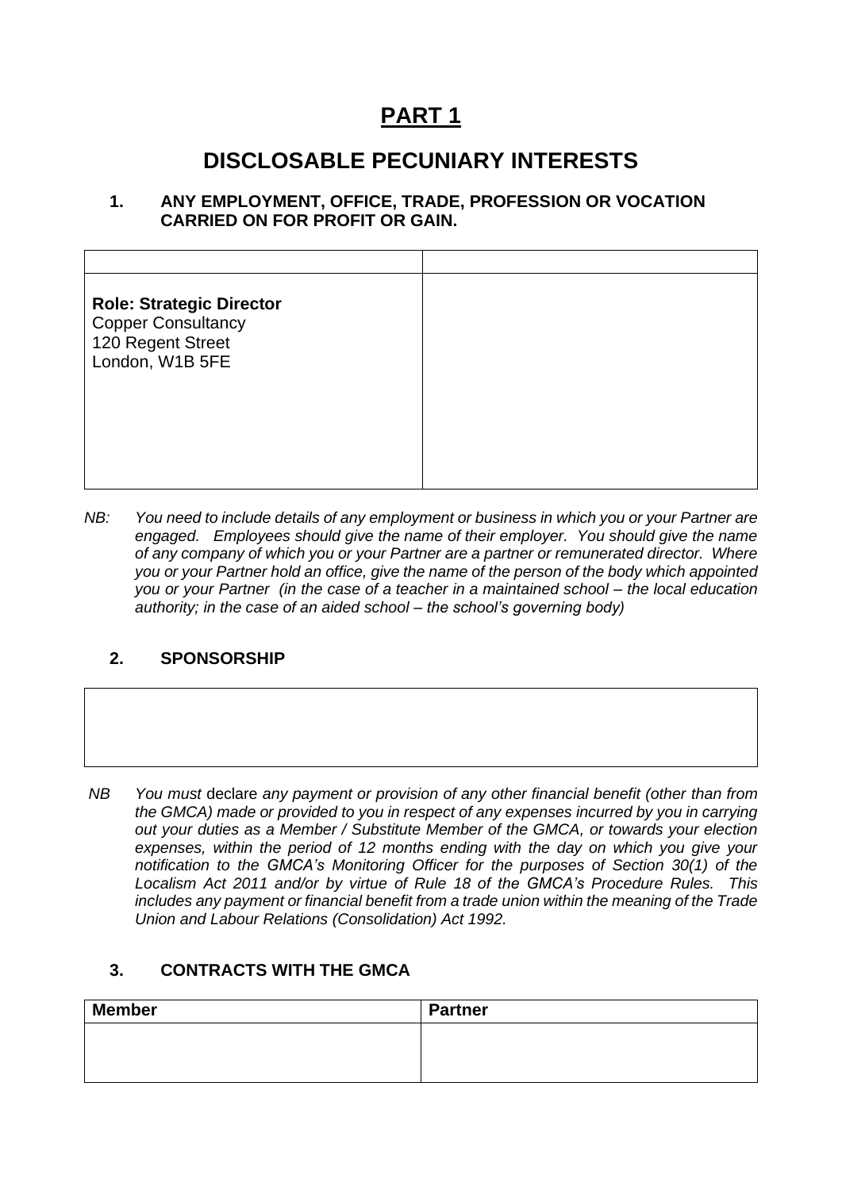# PART 1

## DISCLOSABLE PECUNIARY INTERESTS

### 1. ANY EMPLOYMENT, OFFICE, TRADE, PROFESSION OR VOCATION CARRIED ON FOR PROFIT OR GAIN.

| | |
|---|---|
| **Role: Strategic Director**<br>Copper Consultancy<br>120 Regent Street<br>London, W1B 5FE | |

*NB: You need to include details of any employment or business in which you or your Partner are engaged. Employees should give the name of their employer. You should give the name of any company of which you or your Partner are a partner or remunerated director. Where you or your Partner hold an office, give the name of the person of the body which appointed you or your Partner (in the case of a teacher in a maintained school – the local education authority; in the case of an aided school – the school's governing body)*

### 2. SPONSORSHIP

| |
|---|
| |

*NB You must* declare *any payment or provision of any other financial benefit (other than from the GMCA) made or provided to you in respect of any expenses incurred by you in carrying out your duties as a Member / Substitute Member of the GMCA, or towards your election expenses, within the period of 12 months ending with the day on which you give your notification to the GMCA's Monitoring Officer for the purposes of Section 30(1) of the Localism Act 2011 and/or by virtue of Rule 18 of the GMCA's Procedure Rules. This includes any payment or financial benefit from a trade union within the meaning of the Trade Union and Labour Relations (Consolidation) Act 1992.*

### 3. CONTRACTS WITH THE GMCA

| Member | Partner |
|---|---|
| | |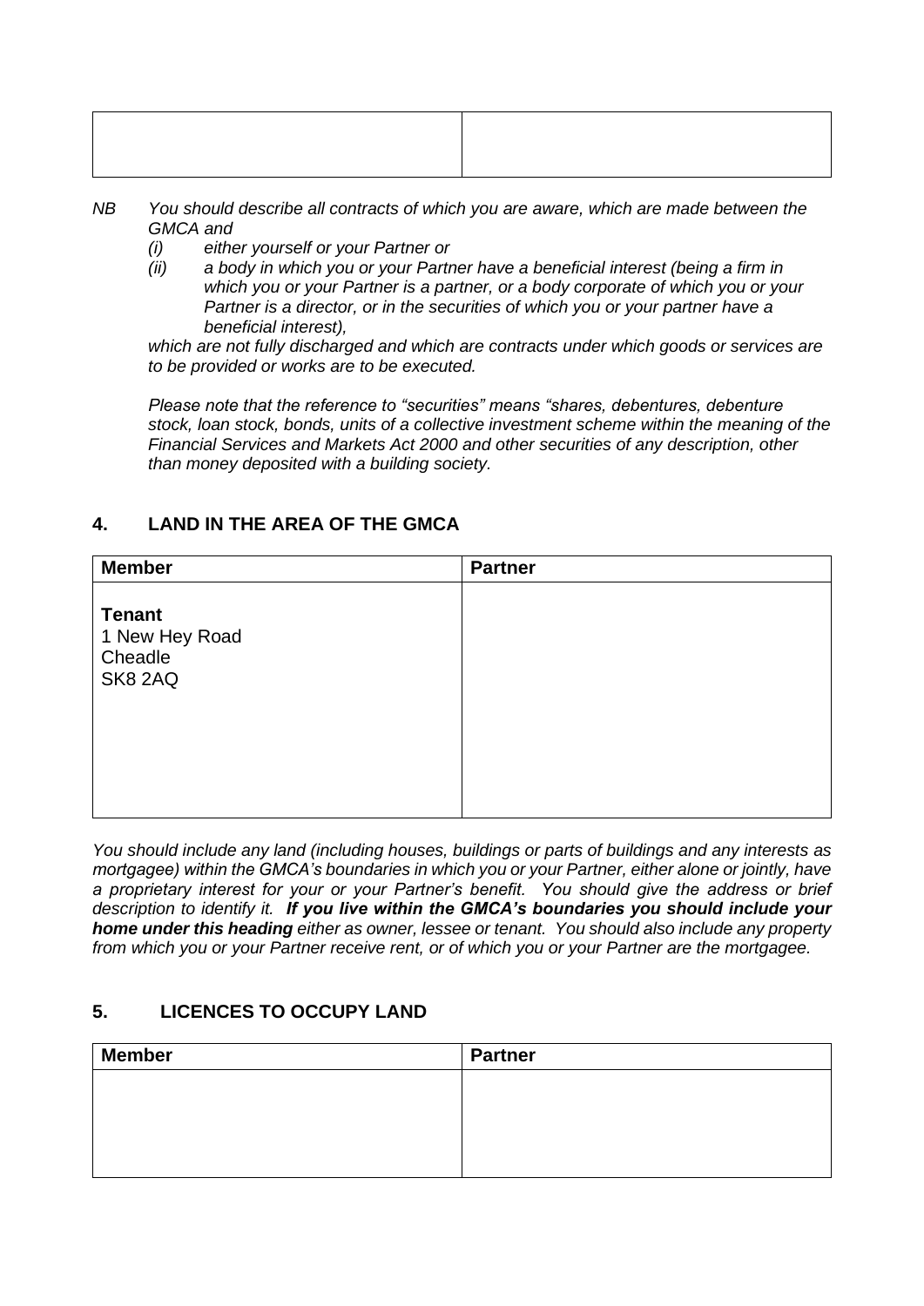| | |
|---|---|
| | |

*NB You should describe all contracts of which you are aware, which are made between the GMCA and*

*(i) either yourself or your Partner or*

*(ii) a body in which you or your Partner have a beneficial interest (being a firm in which you or your Partner is a partner, or a body corporate of which you or your Partner is a director, or in the securities of which you or your partner have a beneficial interest),*

*which are not fully discharged and which are contracts under which goods or services are to be provided or works are to be executed.*

*Please note that the reference to "securities" means "shares, debentures, debenture stock, loan stock, bonds, units of a collective investment scheme within the meaning of the Financial Services and Markets Act 2000 and other securities of any description, other than money deposited with a building society.*

## 4. LAND IN THE AREA OF THE GMCA

| Member | Partner |
|---|---|
| **Tenant**<br>1 New Hey Road<br>Cheadle<br>SK8 2AQ | |

*You should include any land (including houses, buildings or parts of buildings and any interests as mortgagee) within the GMCA's boundaries in which you or your Partner, either alone or jointly, have a proprietary interest for your or your Partner's benefit. You should give the address or brief description to identify it. **If you live within the GMCA's boundaries you should include your home under this heading** either as owner, lessee or tenant. You should also include any property from which you or your Partner receive rent, or of which you or your Partner are the mortgagee.*

## 5. LICENCES TO OCCUPY LAND

| Member | Partner |
|---|---|
| | |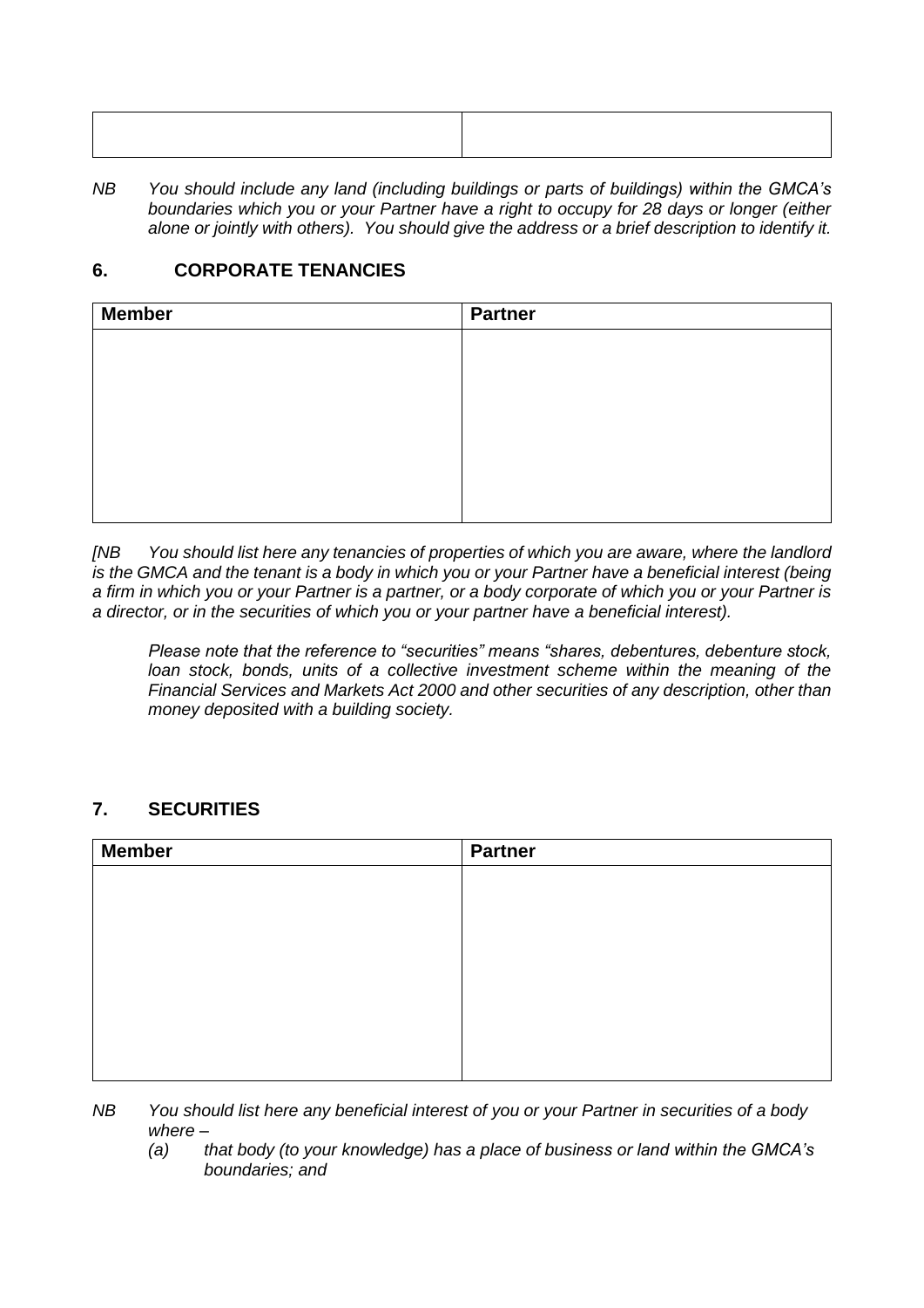| | |
|---|---|
| | |

*NB You should include any land (including buildings or parts of buildings) within the GMCA's boundaries which you or your Partner have a right to occupy for 28 days or longer (either alone or jointly with others). You should give the address or a brief description to identify it.*

## 6. CORPORATE TENANCIES

| Member | Partner |
|---|---|
| | |

*[NB You should list here any tenancies of properties of which you are aware, where the landlord is the GMCA and the tenant is a body in which you or your Partner have a beneficial interest (being a firm in which you or your Partner is a partner, or a body corporate of which you or your Partner is a director, or in the securities of which you or your partner have a beneficial interest).*

*Please note that the reference to "securities" means "shares, debentures, debenture stock, loan stock, bonds, units of a collective investment scheme within the meaning of the Financial Services and Markets Act 2000 and other securities of any description, other than money deposited with a building society.*

## 7. SECURITIES

| Member | Partner |
|---|---|
| | |

*NB You should list here any beneficial interest of you or your Partner in securities of a body where –*

*(a) that body (to your knowledge) has a place of business or land within the GMCA's boundaries; and*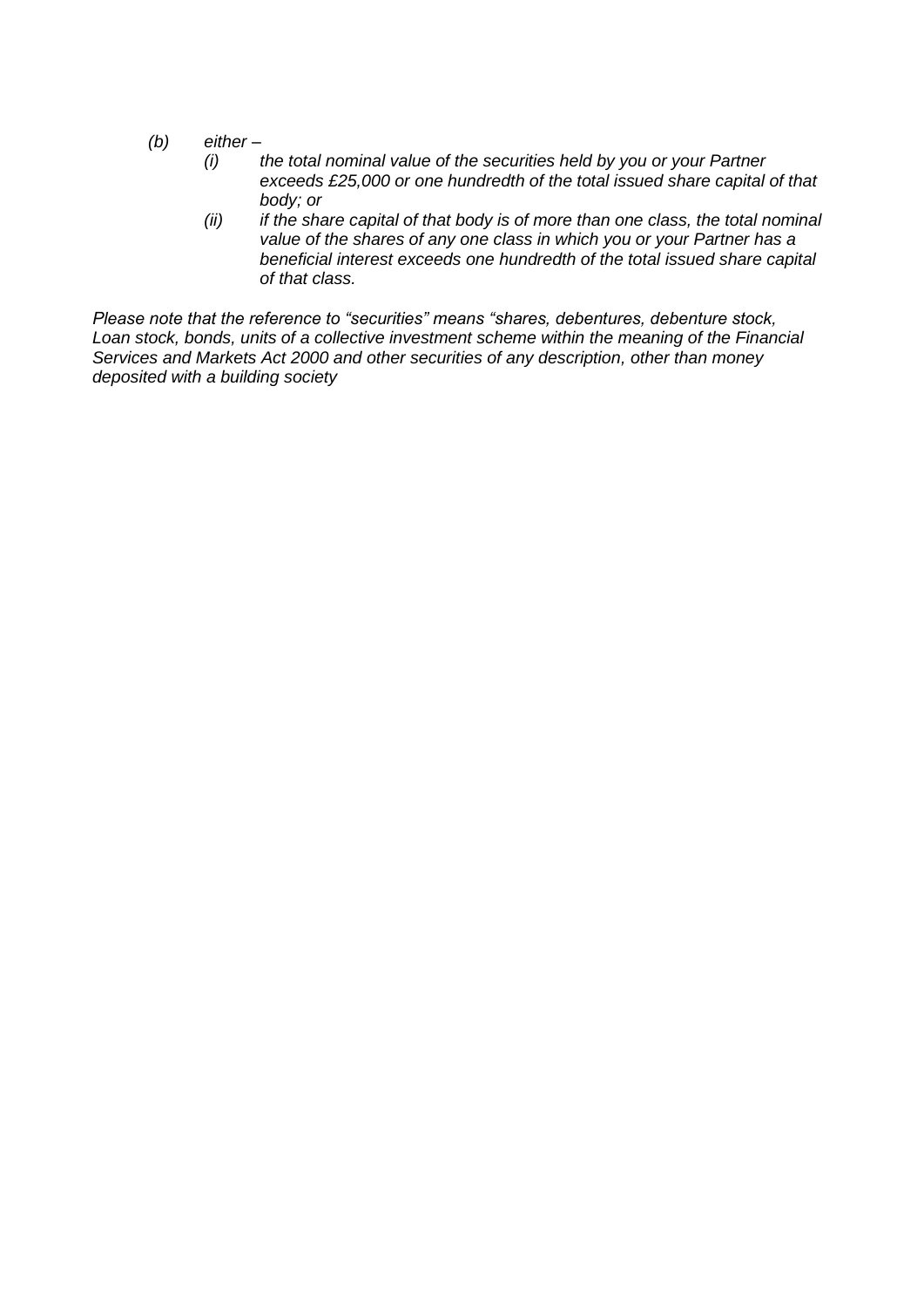*(b) either –*

*(i) the total nominal value of the securities held by you or your Partner exceeds £25,000 or one hundredth of the total issued share capital of that body; or*

*(ii) if the share capital of that body is of more than one class, the total nominal value of the shares of any one class in which you or your Partner has a beneficial interest exceeds one hundredth of the total issued share capital of that class.*

*Please note that the reference to "securities" means "shares, debentures, debenture stock, Loan stock, bonds, units of a collective investment scheme within the meaning of the Financial Services and Markets Act 2000 and other securities of any description, other than money deposited with a building society*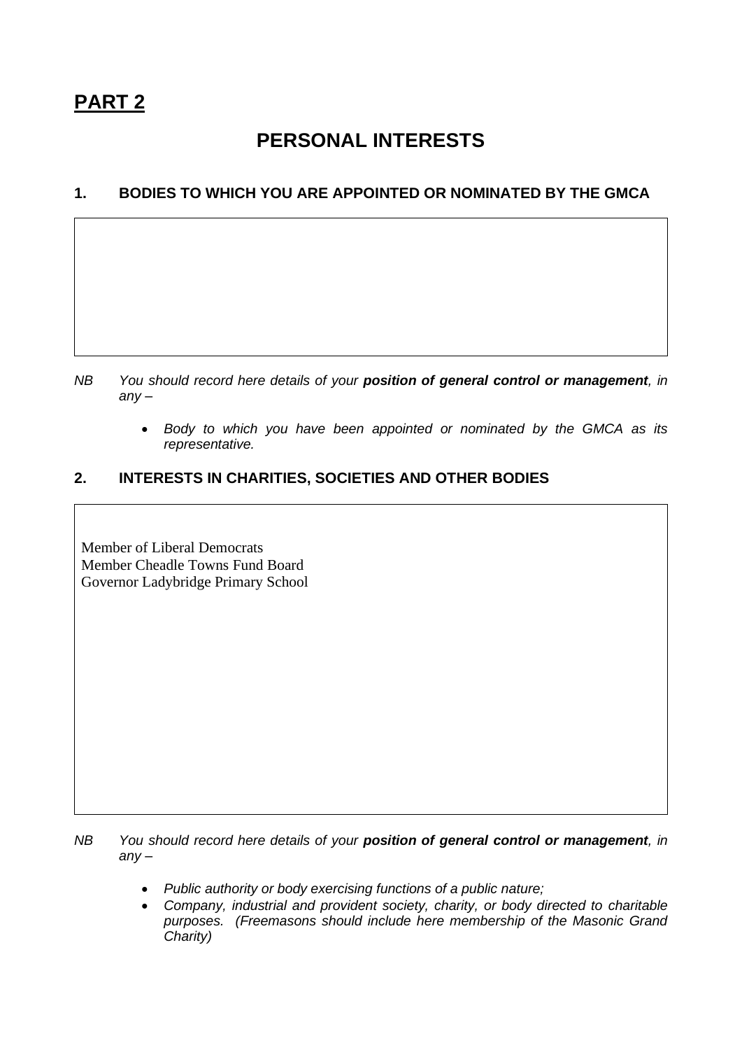# **PART 2**

## PERSONAL INTERESTS

### 1. BODIES TO WHICH YOU ARE APPOINTED OR NOMINATED BY THE GMCA

*NB You should record here details of your **position of general control or management**, in any –*

- *Body to which you have been appointed or nominated by the GMCA as its representative.*

### 2. INTERESTS IN CHARITIES, SOCIETIES AND OTHER BODIES

Member of Liberal Democrats
Member Cheadle Towns Fund Board
Governor Ladybridge Primary School

*NB You should record here details of your **position of general control or management**, in any –*

- *Public authority or body exercising functions of a public nature;*
- *Company, industrial and provident society, charity, or body directed to charitable purposes. (Freemasons should include here membership of the Masonic Grand Charity)*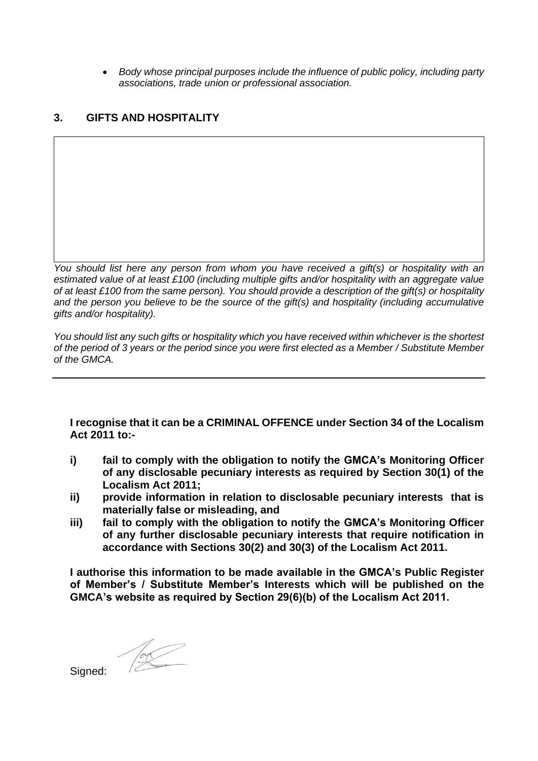- *Body whose principal purposes include the influence of public policy, including party associations, trade union or professional association.*

## 3. GIFTS AND HOSPITALITY

*You should list here any person from whom you have received a gift(s) or hospitality with an estimated value of at least £100 (including multiple gifts and/or hospitality with an aggregate value of at least £100 from the same person). You should provide a description of the gift(s) or hospitality and the person you believe to be the source of the gift(s) and hospitality (including accumulative gifts and/or hospitality).*

*You should list any such gifts or hospitality which you have received within whichever is the shortest of the period of 3 years or the period since you were first elected as a Member / Substitute Member of the GMCA.*

---

**I recognise that it can be a CRIMINAL OFFENCE under Section 34 of the Localism Act 2011 to:-**

**i) fail to comply with the obligation to notify the GMCA's Monitoring Officer of any disclosable pecuniary interests as required by Section 30(1) of the Localism Act 2011;**

**ii) provide information in relation to disclosable pecuniary interests that is materially false or misleading, and**

**iii) fail to comply with the obligation to notify the GMCA's Monitoring Officer of any further disclosable pecuniary interests that require notification in accordance with Sections 30(2) and 30(3) of the Localism Act 2011.**

**I authorise this information to be made available in the GMCA's Public Register of Member's / Substitute Member's Interests which will be published on the GMCA's website as required by Section 29(6)(b) of the Localism Act 2011.**

Signed: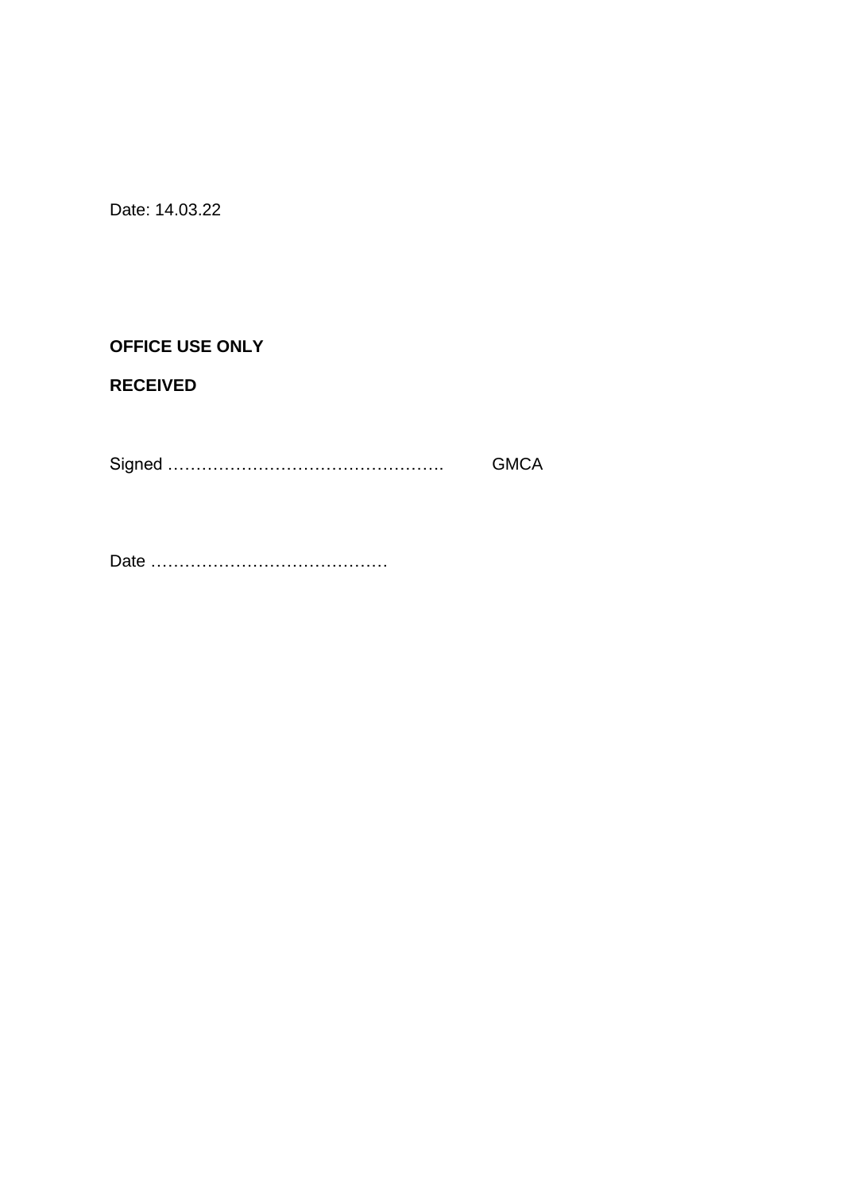Date: 14.03.22

**OFFICE USE ONLY**

**RECEIVED**

Signed …………………………………………. GMCA

Date ……………………………………